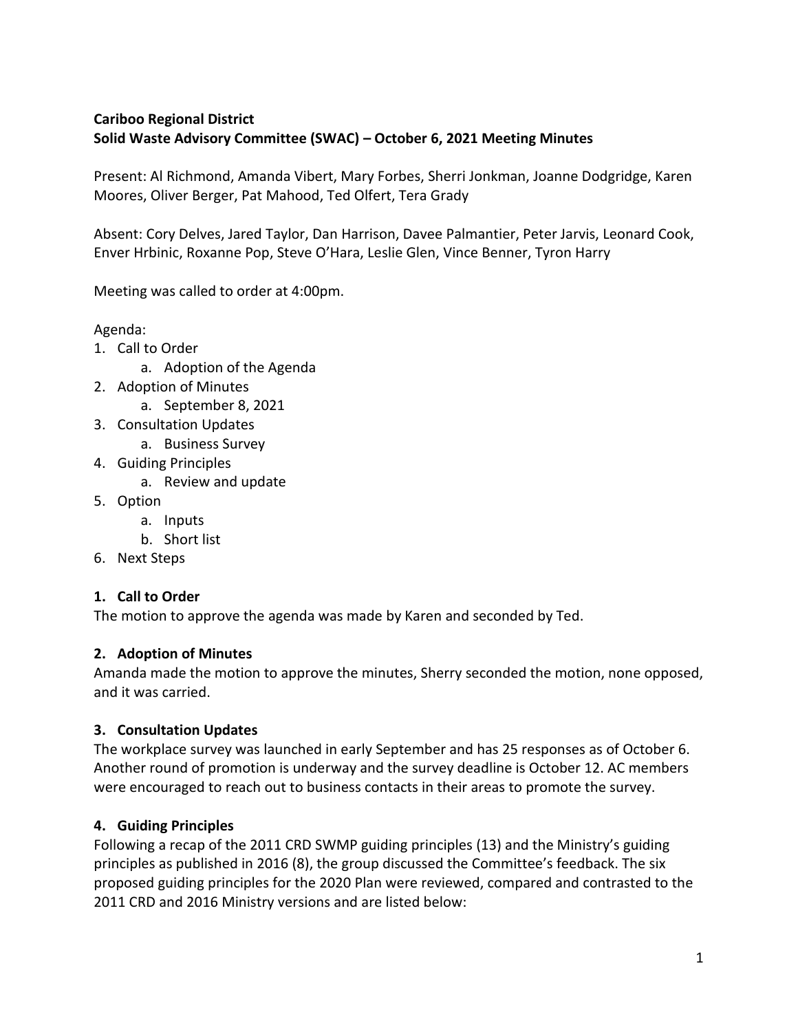**Cariboo Regional District**
**Solid Waste Advisory Committee (SWAC) – October 6, 2021 Meeting Minutes**

Present: Al Richmond, Amanda Vibert, Mary Forbes, Sherri Jonkman, Joanne Dodgridge, Karen Moores, Oliver Berger, Pat Mahood, Ted Olfert, Tera Grady

Absent: Cory Delves, Jared Taylor, Dan Harrison, Davee Palmantier, Peter Jarvis, Leonard Cook, Enver Hrbinic, Roxanne Pop, Steve O'Hara, Leslie Glen, Vince Benner, Tyron Harry

Meeting was called to order at 4:00pm.

Agenda:

1. Call to Order
   a. Adoption of the Agenda
2. Adoption of Minutes
   a. September 8, 2021
3. Consultation Updates
   a. Business Survey
4. Guiding Principles
   a. Review and update
5. Option
   a. Inputs
   b. Short list
6. Next Steps

**1. Call to Order**

The motion to approve the agenda was made by Karen and seconded by Ted.

**2. Adoption of Minutes**

Amanda made the motion to approve the minutes, Sherry seconded the motion, none opposed, and it was carried.

**3. Consultation Updates**

The workplace survey was launched in early September and has 25 responses as of October 6. Another round of promotion is underway and the survey deadline is October 12. AC members were encouraged to reach out to business contacts in their areas to promote the survey.

**4. Guiding Principles**

Following a recap of the 2011 CRD SWMP guiding principles (13) and the Ministry's guiding principles as published in 2016 (8), the group discussed the Committee's feedback. The six proposed guiding principles for the 2020 Plan were reviewed, compared and contrasted to the 2011 CRD and 2016 Ministry versions and are listed below: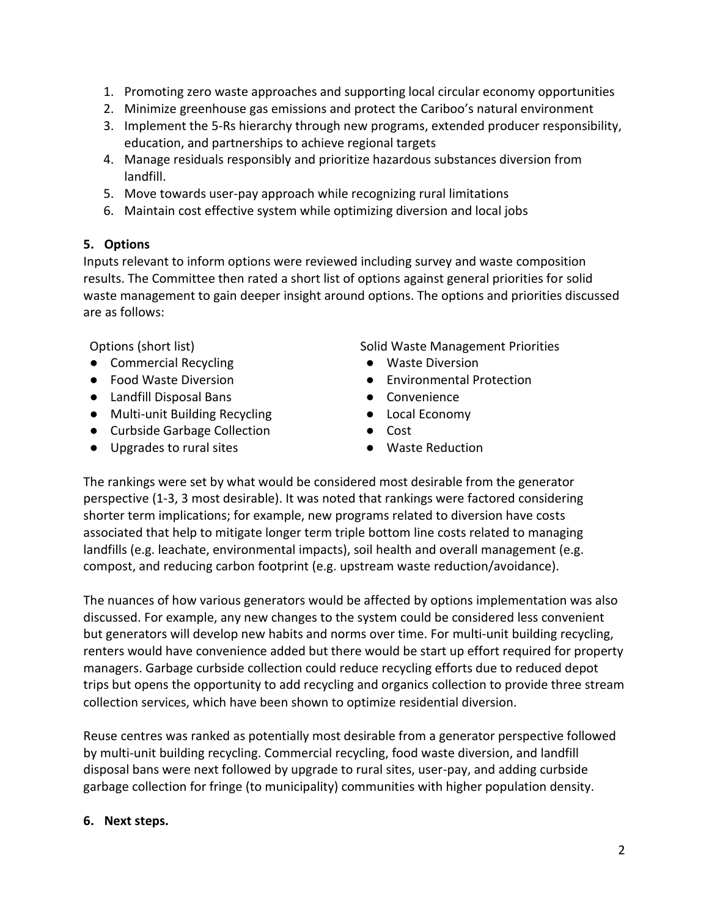1. Promoting zero waste approaches and supporting local circular economy opportunities
2. Minimize greenhouse gas emissions and protect the Cariboo's natural environment
3. Implement the 5-Rs hierarchy through new programs, extended producer responsibility, education, and partnerships to achieve regional targets
4. Manage residuals responsibly and prioritize hazardous substances diversion from landfill.
5. Move towards user-pay approach while recognizing rural limitations
6. Maintain cost effective system while optimizing diversion and local jobs

**5. Options**

Inputs relevant to inform options were reviewed including survey and waste composition results. The Committee then rated a short list of options against general priorities for solid waste management to gain deeper insight around options. The options and priorities discussed are as follows:

Options (short list)

- Commercial Recycling
- Food Waste Diversion
- Landfill Disposal Bans
- Multi-unit Building Recycling
- Curbside Garbage Collection
- Upgrades to rural sites

Solid Waste Management Priorities

- Waste Diversion
- Environmental Protection
- Convenience
- Local Economy
- Cost
- Waste Reduction

The rankings were set by what would be considered most desirable from the generator perspective (1-3, 3 most desirable). It was noted that rankings were factored considering shorter term implications; for example, new programs related to diversion have costs associated that help to mitigate longer term triple bottom line costs related to managing landfills (e.g. leachate, environmental impacts), soil health and overall management (e.g. compost, and reducing carbon footprint (e.g. upstream waste reduction/avoidance).

The nuances of how various generators would be affected by options implementation was also discussed. For example, any new changes to the system could be considered less convenient but generators will develop new habits and norms over time. For multi-unit building recycling, renters would have convenience added but there would be start up effort required for property managers. Garbage curbside collection could reduce recycling efforts due to reduced depot trips but opens the opportunity to add recycling and organics collection to provide three stream collection services, which have been shown to optimize residential diversion.

Reuse centres was ranked as potentially most desirable from a generator perspective followed by multi-unit building recycling. Commercial recycling, food waste diversion, and landfill disposal bans were next followed by upgrade to rural sites, user-pay, and adding curbside garbage collection for fringe (to municipality) communities with higher population density.

**6. Next steps.**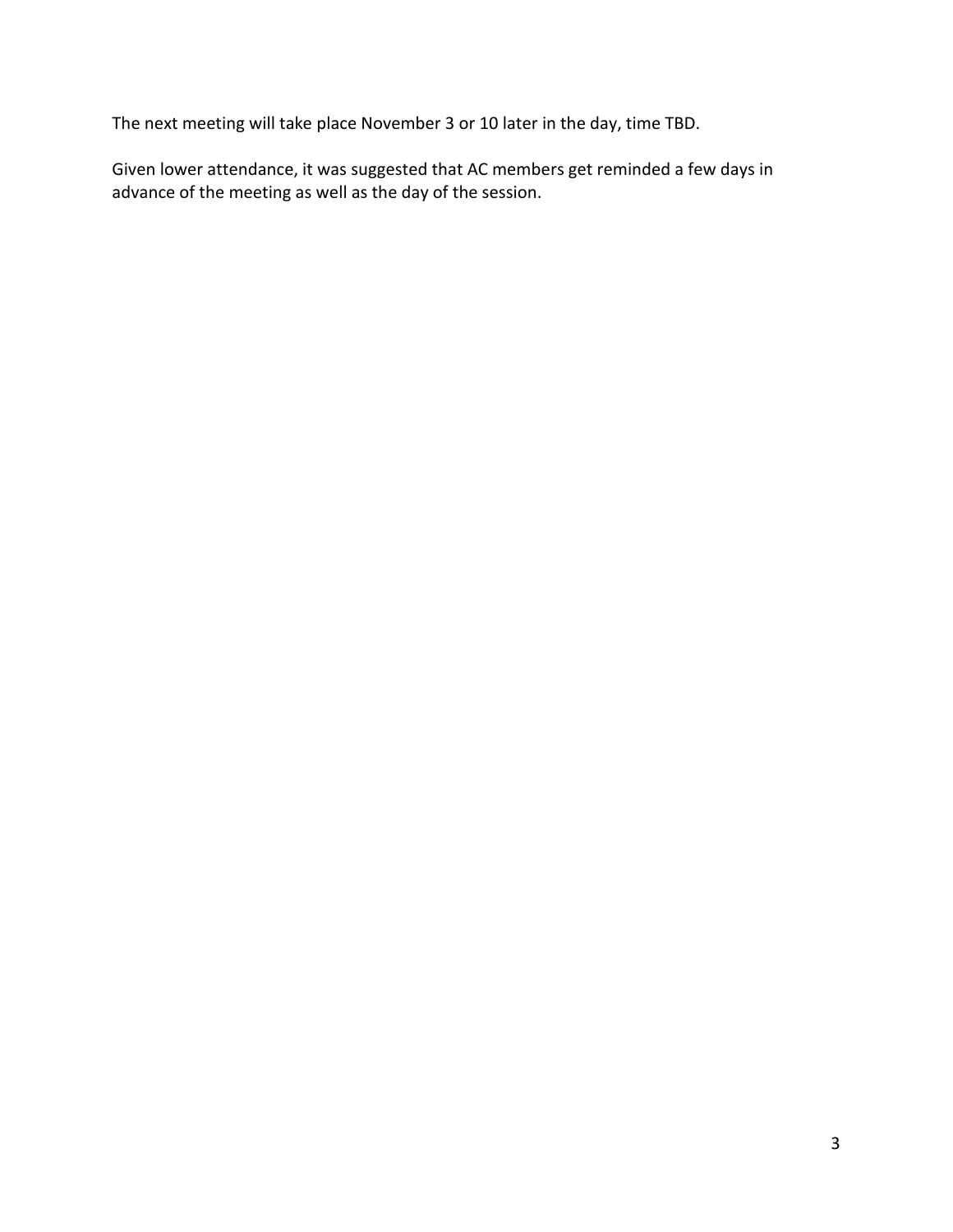The next meeting will take place November 3 or 10 later in the day, time TBD.

Given lower attendance, it was suggested that AC members get reminded a few days in advance of the meeting as well as the day of the session.